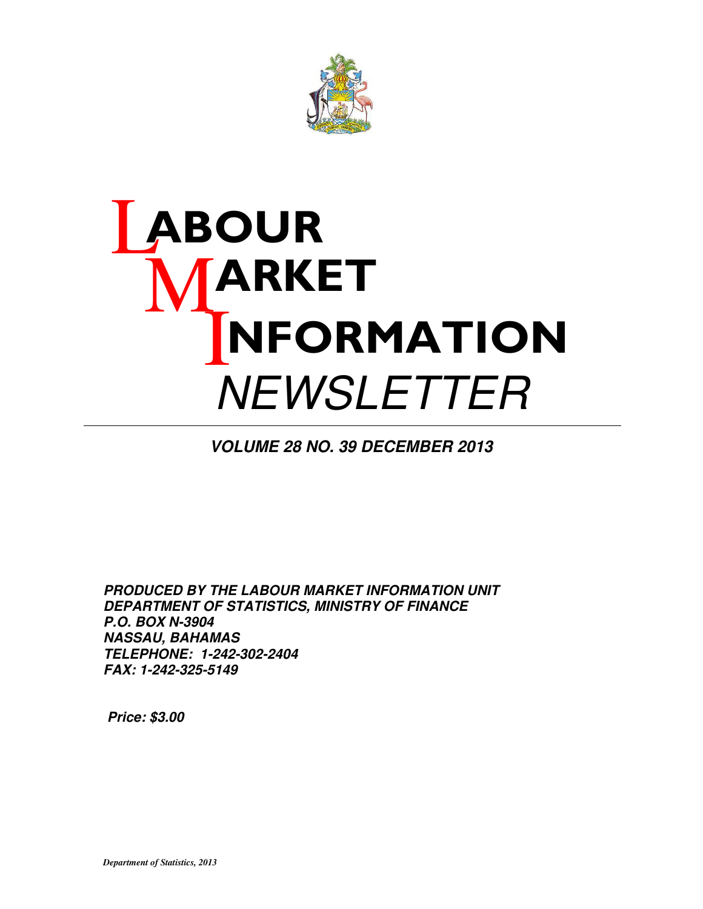# LABOUR MARKET INFORMATION *NEWSLETTER*

***VOLUME 28 NO. 39 DECEMBER 2013***

***PRODUCED BY THE LABOUR MARKET INFORMATION UNIT***
***DEPARTMENT OF STATISTICS, MINISTRY OF FINANCE***
***P.O. BOX N-3904***
***NASSAU, BAHAMAS***
***TELEPHONE: 1-242-302-2404***
***FAX: 1-242-325-5149***

***Price: $3.00***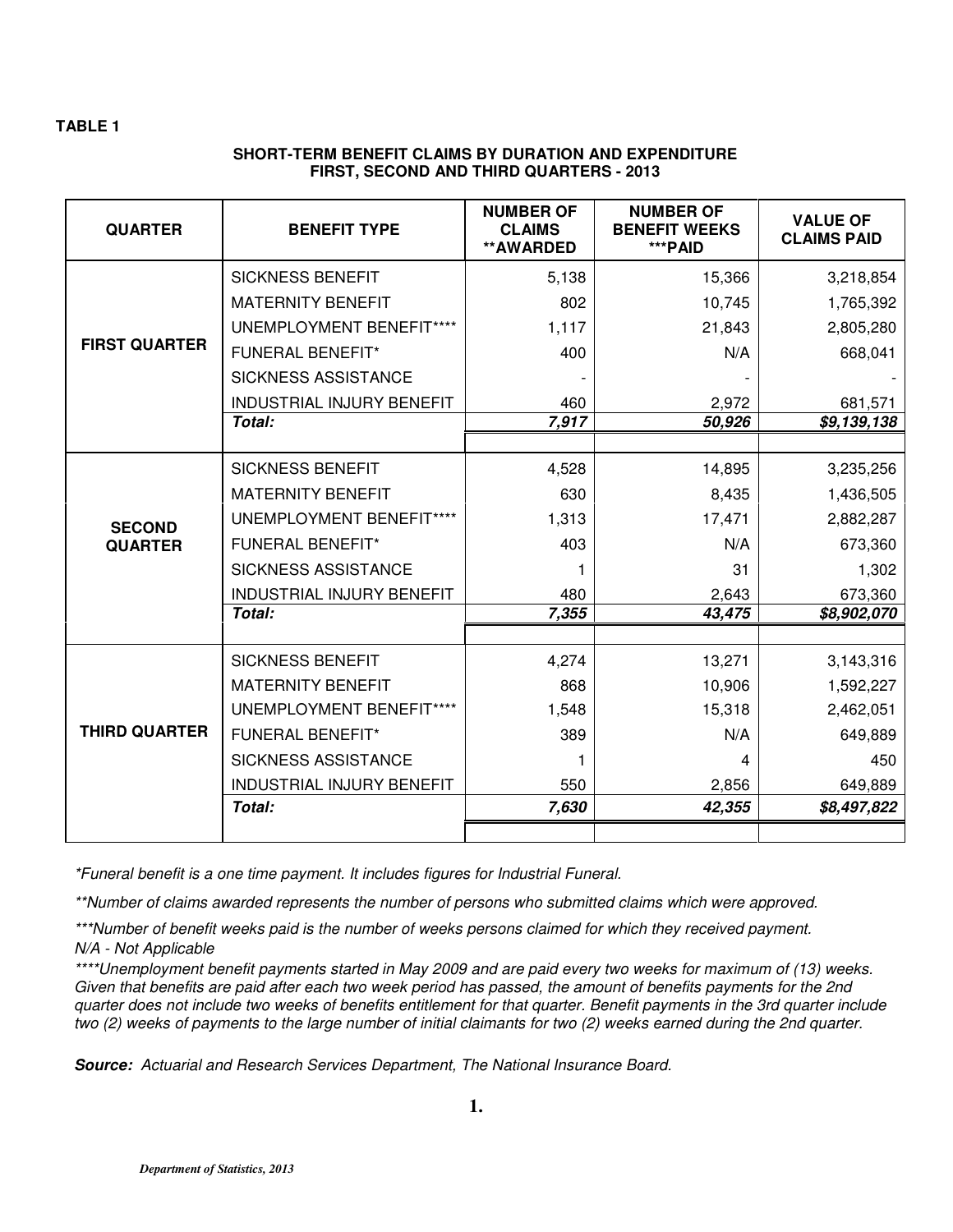**TABLE 1**

**SHORT-TERM BENEFIT CLAIMS BY DURATION AND EXPENDITURE**
**FIRST, SECOND AND THIRD QUARTERS - 2013**

| QUARTER | BENEFIT TYPE | NUMBER OF CLAIMS **AWARDED | NUMBER OF BENEFIT WEEKS ***PAID | VALUE OF CLAIMS PAID |
|---|---|---|---|---|
| FIRST QUARTER | SICKNESS BENEFIT | 5,138 | 15,366 | 3,218,854 |
| | MATERNITY BENEFIT | 802 | 10,745 | 1,765,392 |
| | UNEMPLOYMENT BENEFIT**** | 1,117 | 21,843 | 2,805,280 |
| | FUNERAL BENEFIT* | 400 | N/A | 668,041 |
| | SICKNESS ASSISTANCE | - | - | - |
| | INDUSTRIAL INJURY BENEFIT | 460 | 2,972 | 681,571 |
| | ***Total:*** | ***7,917*** | ***50,926*** | ***$9,139,138*** |
| SECOND QUARTER | SICKNESS BENEFIT | 4,528 | 14,895 | 3,235,256 |
| | MATERNITY BENEFIT | 630 | 8,435 | 1,436,505 |
| | UNEMPLOYMENT BENEFIT**** | 1,313 | 17,471 | 2,882,287 |
| | FUNERAL BENEFIT* | 403 | N/A | 673,360 |
| | SICKNESS ASSISTANCE | 1 | 31 | 1,302 |
| | INDUSTRIAL INJURY BENEFIT | 480 | 2,643 | 673,360 |
| | ***Total:*** | ***7,355*** | ***43,475*** | ***$8,902,070*** |
| THIRD QUARTER | SICKNESS BENEFIT | 4,274 | 13,271 | 3,143,316 |
| | MATERNITY BENEFIT | 868 | 10,906 | 1,592,227 |
| | UNEMPLOYMENT BENEFIT**** | 1,548 | 15,318 | 2,462,051 |
| | FUNERAL BENEFIT* | 389 | N/A | 649,889 |
| | SICKNESS ASSISTANCE | 1 | 4 | 450 |
| | INDUSTRIAL INJURY BENEFIT | 550 | 2,856 | 649,889 |
| | ***Total:*** | ***7,630*** | ***42,355*** | ***$8,497,822*** |

*\*Funeral benefit is a one time payment. It includes figures for Industrial Funeral.*

*\*\*Number of claims awarded represents the number of persons who submitted claims which were approved.*

*\*\*\*Number of benefit weeks paid is the number of weeks persons claimed for which they received payment.*
*N/A - Not Applicable*

*\*\*\*\*Unemployment benefit payments started in May 2009 and are paid every two weeks for maximum of (13) weeks. Given that benefits are paid after each two week period has passed, the amount of benefits payments for the 2nd quarter does not include two weeks of benefits entitlement for that quarter. Benefit payments in the 3rd quarter include two (2) weeks of payments to the large number of initial claimants for two (2) weeks earned during the 2nd quarter.*

***Source:*** *Actuarial and Research Services Department, The National Insurance Board.*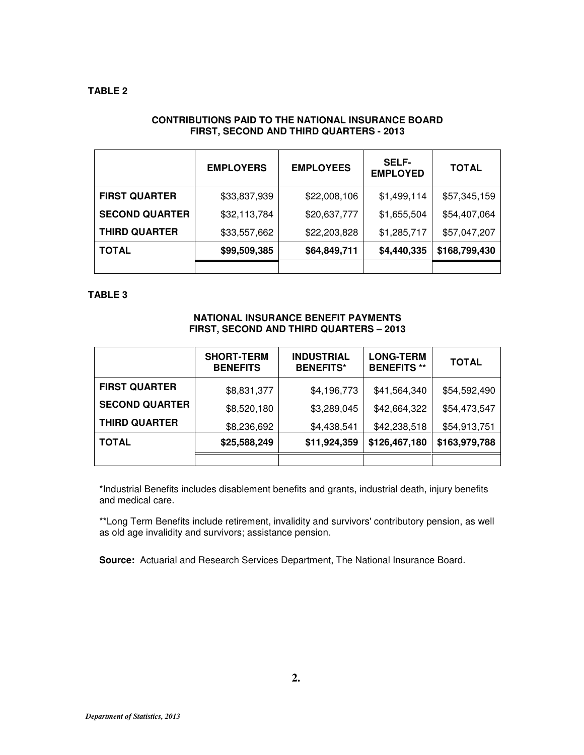**TABLE 2**

**CONTRIBUTIONS PAID TO THE NATIONAL INSURANCE BOARD**
**FIRST, SECOND AND THIRD QUARTERS - 2013**

| | EMPLOYERS | EMPLOYEES | SELF-EMPLOYED | TOTAL |
|---|---|---|---|---|
| **FIRST QUARTER** | $33,837,939 | $22,008,106 | $1,499,114 | $57,345,159 |
| **SECOND QUARTER** | $32,113,784 | $20,637,777 | $1,655,504 | $54,407,064 |
| **THIRD QUARTER** | $33,557,662 | $22,203,828 | $1,285,717 | $57,047,207 |
| **TOTAL** | **$99,509,385** | **$64,849,711** | **$4,440,335** | **$168,799,430** |

**TABLE 3**

**NATIONAL INSURANCE BENEFIT PAYMENTS**
**FIRST, SECOND AND THIRD QUARTERS – 2013**

| | SHORT-TERM BENEFITS | INDUSTRIAL BENEFITS* | LONG-TERM BENEFITS ** | TOTAL |
|---|---|---|---|---|
| **FIRST QUARTER** | $8,831,377 | $4,196,773 | $41,564,340 | $54,592,490 |
| **SECOND QUARTER** | $8,520,180 | $3,289,045 | $42,664,322 | $54,473,547 |
| **THIRD QUARTER** | $8,236,692 | $4,438,541 | $42,238,518 | $54,913,751 |
| **TOTAL** | **$25,588,249** | **$11,924,359** | **$126,467,180** | **$163,979,788** |

*Industrial Benefits includes disablement benefits and grants, industrial death, injury benefits and medical care.

**Long Term Benefits include retirement, invalidity and survivors' contributory pension, as well as old age invalidity and survivors; assistance pension.

**Source:** Actuarial and Research Services Department, The National Insurance Board.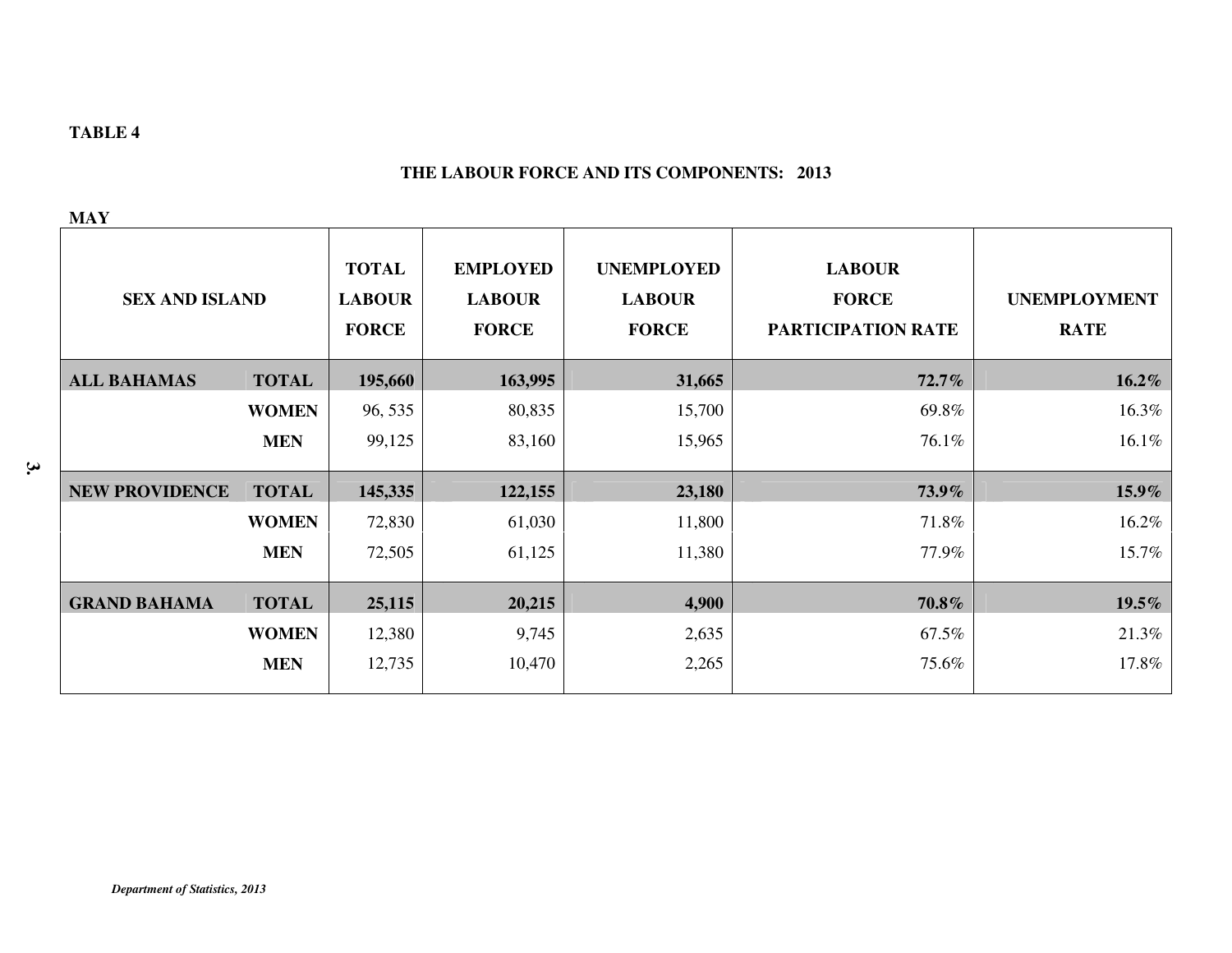**TABLE 4**

**THE LABOUR FORCE AND ITS COMPONENTS: 2013**

**MAY**

| SEX AND ISLAND | | TOTAL LABOUR FORCE | EMPLOYED LABOUR FORCE | UNEMPLOYED LABOUR FORCE | LABOUR FORCE PARTICIPATION RATE | UNEMPLOYMENT RATE |
|---|---|---|---|---|---|---|
| **ALL BAHAMAS** | **TOTAL** | **195,660** | **163,995** | **31,665** | **72.7%** | **16.2%** |
| | **WOMEN** | 96, 535 | 80,835 | 15,700 | 69.8% | 16.3% |
| | **MEN** | 99,125 | 83,160 | 15,965 | 76.1% | 16.1% |
| **NEW PROVIDENCE** | **TOTAL** | **145,335** | **122,155** | **23,180** | **73.9%** | **15.9%** |
| | **WOMEN** | 72,830 | 61,030 | 11,800 | 71.8% | 16.2% |
| | **MEN** | 72,505 | 61,125 | 11,380 | 77.9% | 15.7% |
| **GRAND BAHAMA** | **TOTAL** | **25,115** | **20,215** | **4,900** | **70.8%** | **19.5%** |
| | **WOMEN** | 12,380 | 9,745 | 2,635 | 67.5% | 21.3% |
| | **MEN** | 12,735 | 10,470 | 2,265 | 75.6% | 17.8% |

***Department of Statistics, 2013***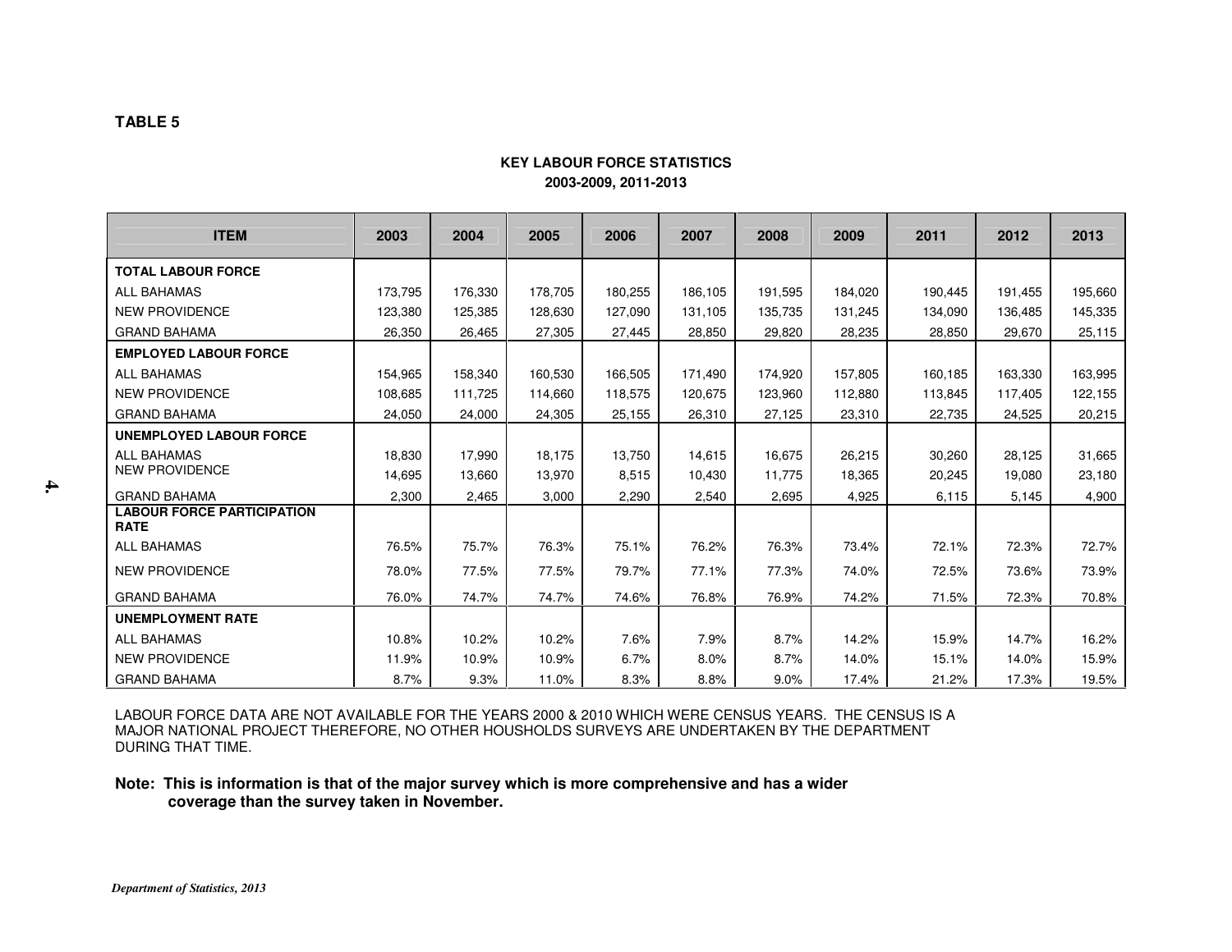**TABLE 5**

**KEY LABOUR FORCE STATISTICS**
**2003-2009, 2011-2013**

| ITEM | 2003 | 2004 | 2005 | 2006 | 2007 | 2008 | 2009 | 2011 | 2012 | 2013 |
|---|---|---|---|---|---|---|---|---|---|---|
| **TOTAL LABOUR FORCE** | | | | | | | | | | |
| ALL BAHAMAS | 173,795 | 176,330 | 178,705 | 180,255 | 186,105 | 191,595 | 184,020 | 190,445 | 191,455 | 195,660 |
| NEW PROVIDENCE | 123,380 | 125,385 | 128,630 | 127,090 | 131,105 | 135,735 | 131,245 | 134,090 | 136,485 | 145,335 |
| GRAND BAHAMA | 26,350 | 26,465 | 27,305 | 27,445 | 28,850 | 29,820 | 28,235 | 28,850 | 29,670 | 25,115 |
| **EMPLOYED LABOUR FORCE** | | | | | | | | | | |
| ALL BAHAMAS | 154,965 | 158,340 | 160,530 | 166,505 | 171,490 | 174,920 | 157,805 | 160,185 | 163,330 | 163,995 |
| NEW PROVIDENCE | 108,685 | 111,725 | 114,660 | 118,575 | 120,675 | 123,960 | 112,880 | 113,845 | 117,405 | 122,155 |
| GRAND BAHAMA | 24,050 | 24,000 | 24,305 | 25,155 | 26,310 | 27,125 | 23,310 | 22,735 | 24,525 | 20,215 |
| **UNEMPLOYED LABOUR FORCE** | | | | | | | | | | |
| ALL BAHAMAS | 18,830 | 17,990 | 18,175 | 13,750 | 14,615 | 16,675 | 26,215 | 30,260 | 28,125 | 31,665 |
| NEW PROVIDENCE | 14,695 | 13,660 | 13,970 | 8,515 | 10,430 | 11,775 | 18,365 | 20,245 | 19,080 | 23,180 |
| GRAND BAHAMA | 2,300 | 2,465 | 3,000 | 2,290 | 2,540 | 2,695 | 4,925 | 6,115 | 5,145 | 4,900 |
| **LABOUR FORCE PARTICIPATION RATE** | | | | | | | | | | |
| ALL BAHAMAS | 76.5% | 75.7% | 76.3% | 75.1% | 76.2% | 76.3% | 73.4% | 72.1% | 72.3% | 72.7% |
| NEW PROVIDENCE | 78.0% | 77.5% | 77.5% | 79.7% | 77.1% | 77.3% | 74.0% | 72.5% | 73.6% | 73.9% |
| GRAND BAHAMA | 76.0% | 74.7% | 74.7% | 74.6% | 76.8% | 76.9% | 74.2% | 71.5% | 72.3% | 70.8% |
| **UNEMPLOYMENT RATE** | | | | | | | | | | |
| ALL BAHAMAS | 10.8% | 10.2% | 10.2% | 7.6% | 7.9% | 8.7% | 14.2% | 15.9% | 14.7% | 16.2% |
| NEW PROVIDENCE | 11.9% | 10.9% | 10.9% | 6.7% | 8.0% | 8.7% | 14.0% | 15.1% | 14.0% | 15.9% |
| GRAND BAHAMA | 8.7% | 9.3% | 11.0% | 8.3% | 8.8% | 9.0% | 17.4% | 21.2% | 17.3% | 19.5% |

LABOUR FORCE DATA ARE NOT AVAILABLE FOR THE YEARS 2000 & 2010 WHICH WERE CENSUS YEARS. THE CENSUS IS A MAJOR NATIONAL PROJECT THEREFORE, NO OTHER HOUSHOLDS SURVEYS ARE UNDERTAKEN BY THE DEPARTMENT DURING THAT TIME.

**Note: This is information is that of the major survey which is more comprehensive and has a wider coverage than the survey taken in November.**

*Department of Statistics, 2013*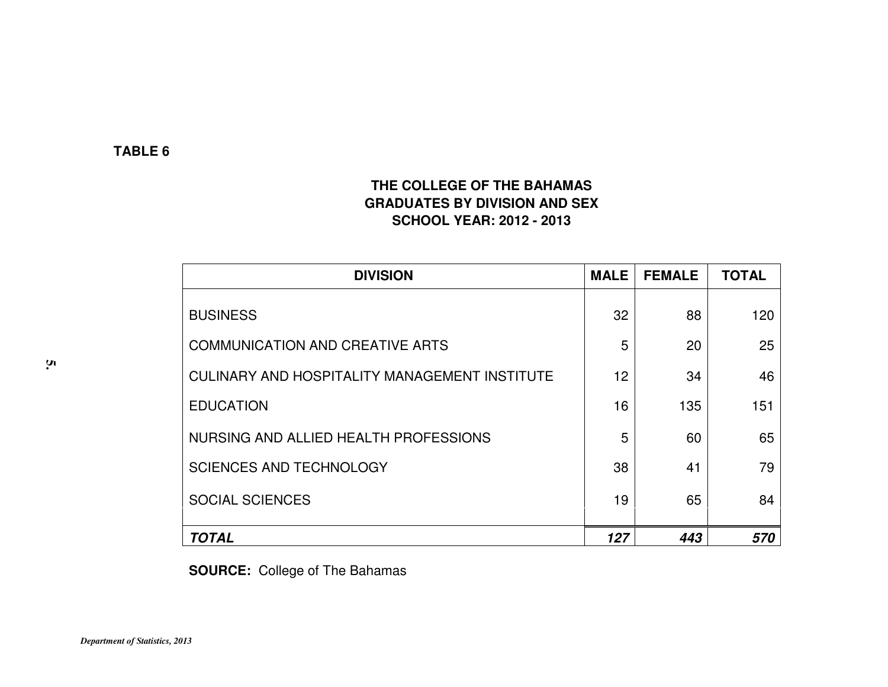**TABLE 6**

**THE COLLEGE OF THE BAHAMAS**
**GRADUATES BY DIVISION AND SEX**
**SCHOOL YEAR: 2012 - 2013**

| DIVISION | MALE | FEMALE | TOTAL |
|---|---|---|---|
| BUSINESS | 32 | 88 | 120 |
| COMMUNICATION AND CREATIVE ARTS | 5 | 20 | 25 |
| CULINARY AND HOSPITALITY MANAGEMENT INSTITUTE | 12 | 34 | 46 |
| EDUCATION | 16 | 135 | 151 |
| NURSING AND ALLIED HEALTH PROFESSIONS | 5 | 60 | 65 |
| SCIENCES AND TECHNOLOGY | 38 | 41 | 79 |
| SOCIAL SCIENCES | 19 | 65 | 84 |
| ***TOTAL*** | ***127*** | ***443*** | ***570*** |

**SOURCE:** College of The Bahamas

*Department of Statistics, 2013*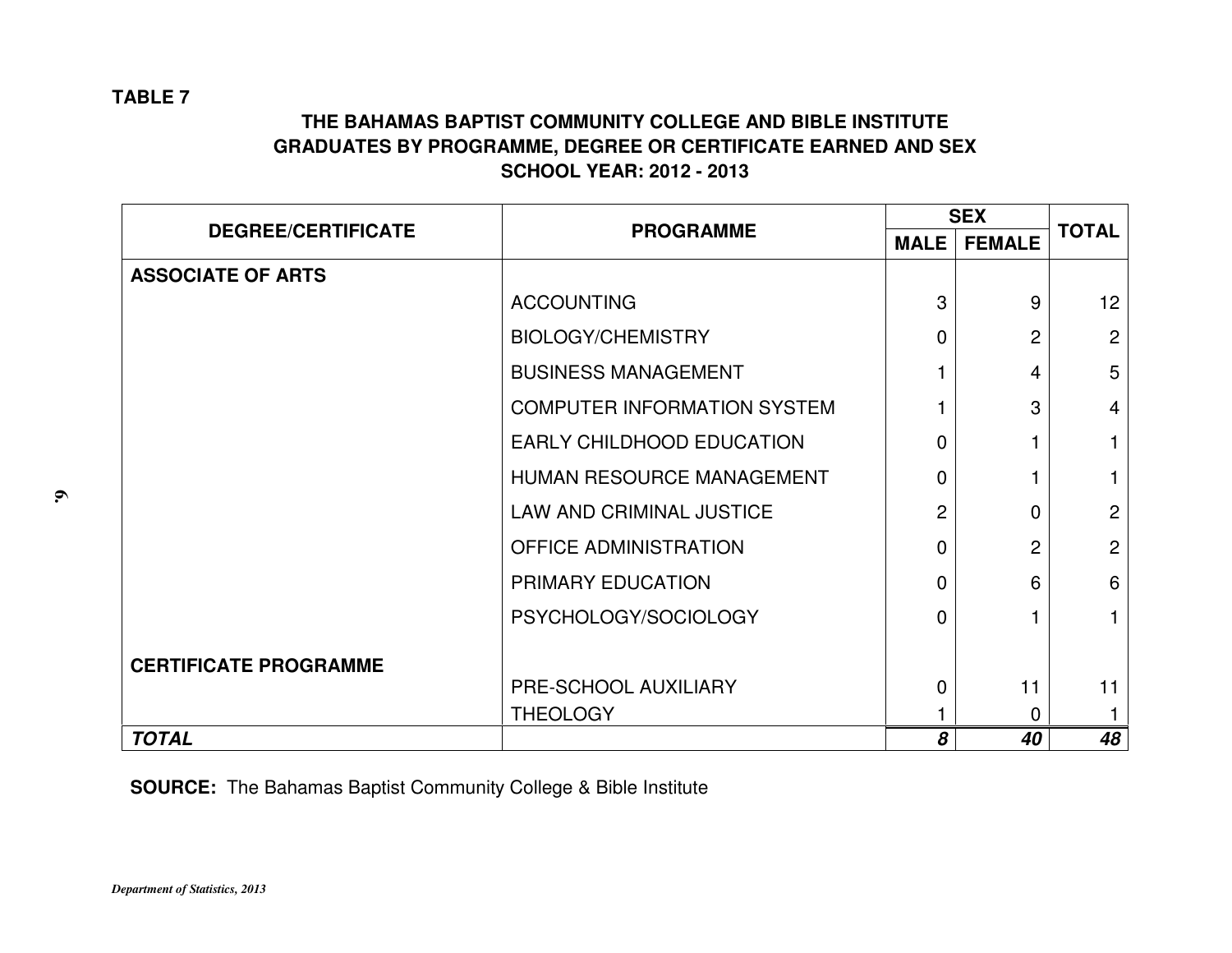**TABLE 7**

## THE BAHAMAS BAPTIST COMMUNITY COLLEGE AND BIBLE INSTITUTE
## GRADUATES BY PROGRAMME, DEGREE OR CERTIFICATE EARNED AND SEX
## SCHOOL YEAR: 2012 - 2013

| DEGREE/CERTIFICATE | PROGRAMME | SEX | | TOTAL |
|---|---|---|---|---|
| | | MALE | FEMALE | |
| **ASSOCIATE OF ARTS** | | | | |
| | ACCOUNTING | 3 | 9 | 12 |
| | BIOLOGY/CHEMISTRY | 0 | 2 | 2 |
| | BUSINESS MANAGEMENT | 1 | 4 | 5 |
| | COMPUTER INFORMATION SYSTEM | 1 | 3 | 4 |
| | EARLY CHILDHOOD EDUCATION | 0 | 1 | 1 |
| | HUMAN RESOURCE MANAGEMENT | 0 | 1 | 1 |
| | LAW AND CRIMINAL JUSTICE | 2 | 0 | 2 |
| | OFFICE ADMINISTRATION | 0 | 2 | 2 |
| | PRIMARY EDUCATION | 0 | 6 | 6 |
| | PSYCHOLOGY/SOCIOLOGY | 0 | 1 | 1 |
| **CERTIFICATE PROGRAMME** | | | | |
| | PRE-SCHOOL AUXILIARY | 0 | 11 | 11 |
| | THEOLOGY | 1 | 0 | 1 |
| ***TOTAL*** | | ***8*** | ***40*** | ***48*** |

**SOURCE:** The Bahamas Baptist Community College & Bible Institute

*Department of Statistics, 2013*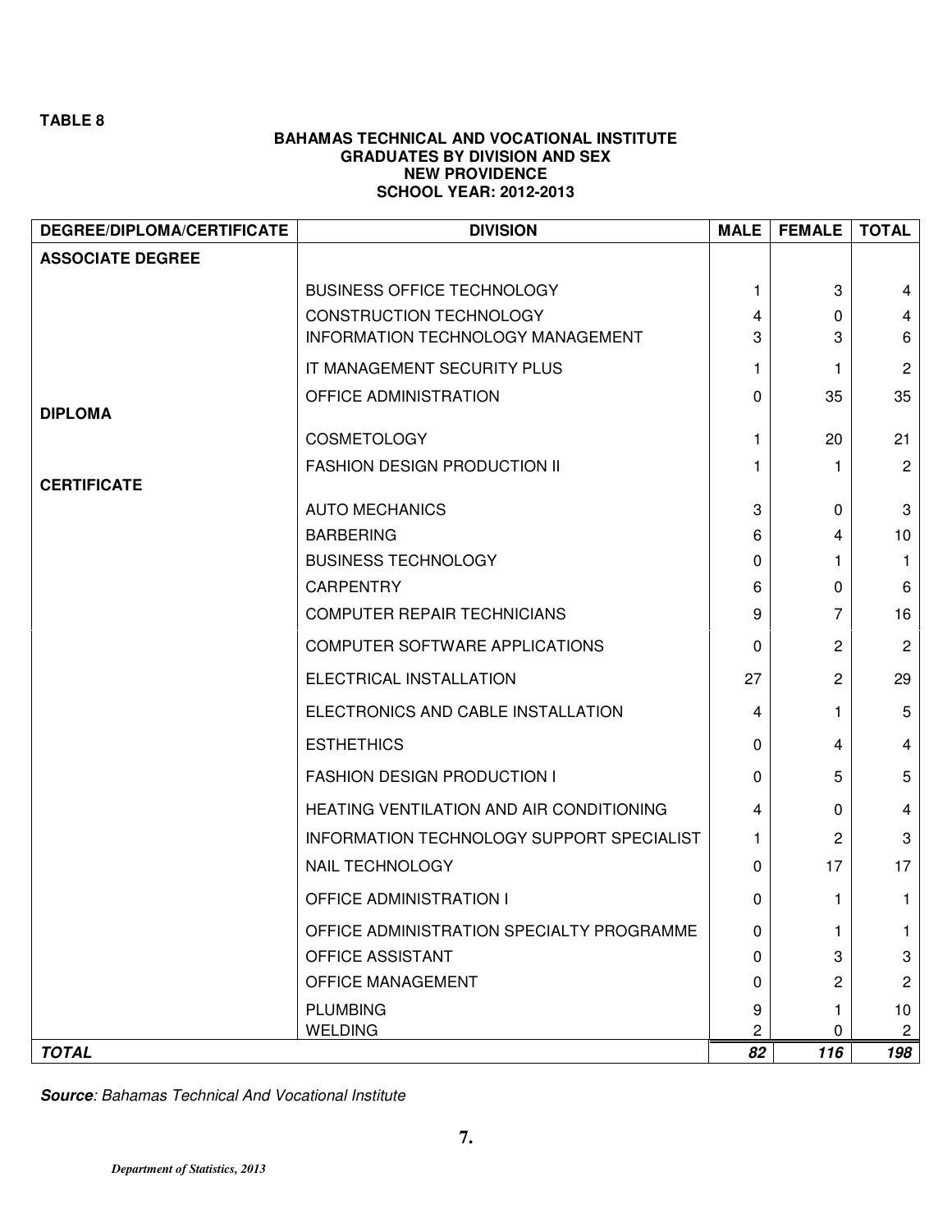**TABLE 8**

**BAHAMAS TECHNICAL AND VOCATIONAL INSTITUTE**
**GRADUATES BY DIVISION AND SEX**
**NEW PROVIDENCE**
**SCHOOL YEAR: 2012-2013**

| DEGREE/DIPLOMA/CERTIFICATE | DIVISION | MALE | FEMALE | TOTAL |
|---|---|---|---|---|
| **ASSOCIATE DEGREE** | | | | |
| | BUSINESS OFFICE TECHNOLOGY | 1 | 3 | 4 |
| | CONSTRUCTION TECHNOLOGY | 4 | 0 | 4 |
| | INFORMATION TECHNOLOGY MANAGEMENT | 3 | 3 | 6 |
| | IT MANAGEMENT SECURITY PLUS | 1 | 1 | 2 |
| | OFFICE ADMINISTRATION | 0 | 35 | 35 |
| **DIPLOMA** | | | | |
| | COSMETOLOGY | 1 | 20 | 21 |
| | FASHION DESIGN PRODUCTION II | 1 | 1 | 2 |
| **CERTIFICATE** | | | | |
| | AUTO MECHANICS | 3 | 0 | 3 |
| | BARBERING | 6 | 4 | 10 |
| | BUSINESS TECHNOLOGY | 0 | 1 | 1 |
| | CARPENTRY | 6 | 0 | 6 |
| | COMPUTER REPAIR TECHNICIANS | 9 | 7 | 16 |
| | COMPUTER SOFTWARE APPLICATIONS | 0 | 2 | 2 |
| | ELECTRICAL INSTALLATION | 27 | 2 | 29 |
| | ELECTRONICS AND CABLE INSTALLATION | 4 | 1 | 5 |
| | ESTHETHICS | 0 | 4 | 4 |
| | FASHION DESIGN PRODUCTION I | 0 | 5 | 5 |
| | HEATING VENTILATION AND AIR CONDITIONING | 4 | 0 | 4 |
| | INFORMATION TECHNOLOGY SUPPORT SPECIALIST | 1 | 2 | 3 |
| | NAIL TECHNOLOGY | 0 | 17 | 17 |
| | OFFICE ADMINISTRATION I | 0 | 1 | 1 |
| | OFFICE ADMINISTRATION SPECIALTY PROGRAMME | 0 | 1 | 1 |
| | OFFICE ASSISTANT | 0 | 3 | 3 |
| | OFFICE MANAGEMENT | 0 | 2 | 2 |
| | PLUMBING | 9 | 1 | 10 |
| | WELDING | 2 | 0 | 2 |
| ***TOTAL*** | | ***82*** | ***116*** | ***198*** |

***Source****: Bahamas Technical And Vocational Institute*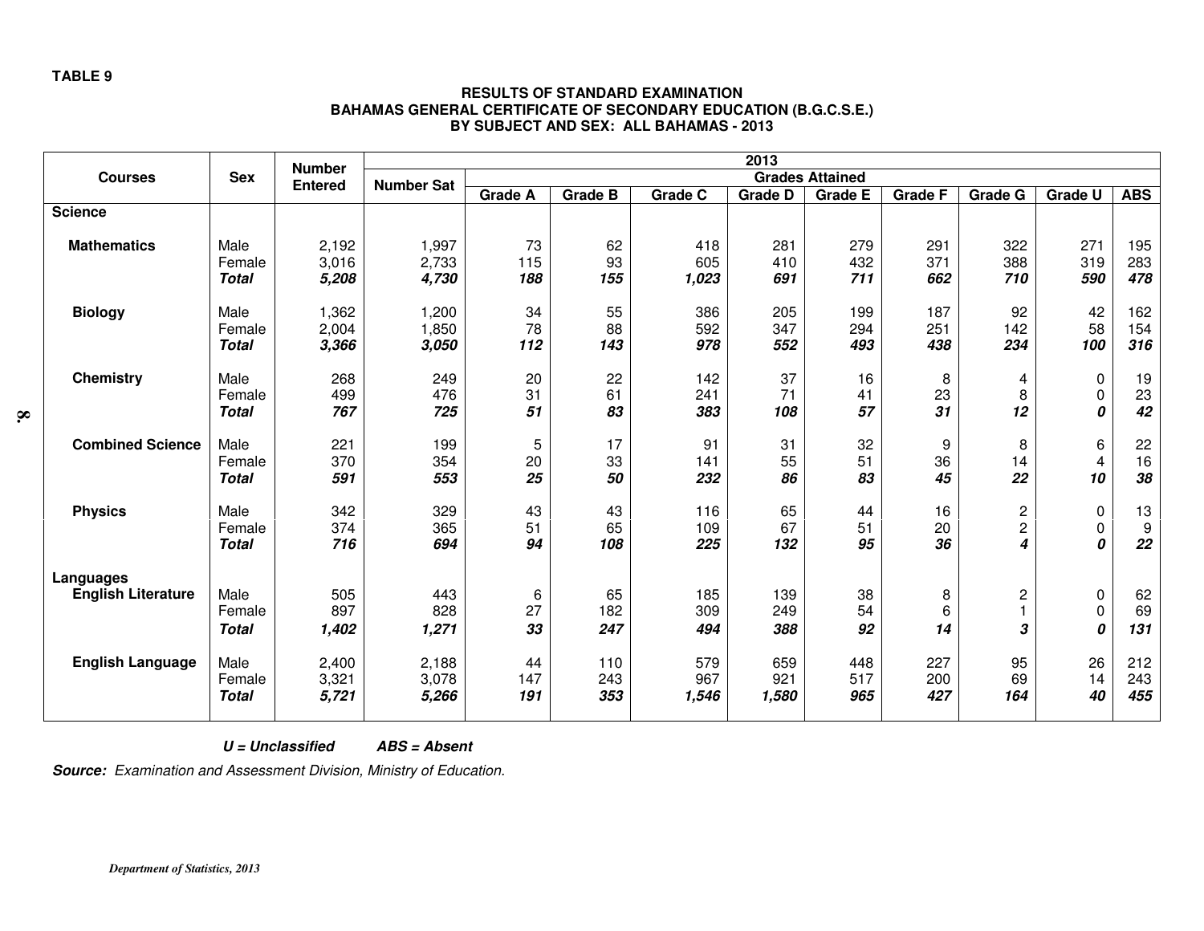**TABLE 9**

### RESULTS OF STANDARD EXAMINATION
### BAHAMAS GENERAL CERTIFICATE OF SECONDARY EDUCATION (B.G.C.S.E.)
### BY SUBJECT AND SEX: ALL BAHAMAS - 2013

| Courses | Sex | Number Entered | 2013 | | | | | | | | | | |
|---|---|---|---|---|---|---|---|---|---|---|---|---|---|
| | | | Number Sat | Grades Attained | | | | | | | | | |
| | | | | Grade A | Grade B | Grade C | Grade D | Grade E | Grade F | Grade G | Grade U | ABS |
| **Science** | | | | | | | | | | | | |
| **Mathematics** | Male | 2,192 | 1,997 | 73 | 62 | 418 | 281 | 279 | 291 | 322 | 271 | 195 |
| | Female | 3,016 | 2,733 | 115 | 93 | 605 | 410 | 432 | 371 | 388 | 319 | 283 |
| | ***Total*** | ***5,208*** | ***4,730*** | ***188*** | ***155*** | ***1,023*** | ***691*** | ***711*** | ***662*** | ***710*** | ***590*** | ***478*** |
| **Biology** | Male | 1,362 | 1,200 | 34 | 55 | 386 | 205 | 199 | 187 | 92 | 42 | 162 |
| | Female | 2,004 | 1,850 | 78 | 88 | 592 | 347 | 294 | 251 | 142 | 58 | 154 |
| | ***Total*** | ***3,366*** | ***3,050*** | ***112*** | ***143*** | ***978*** | ***552*** | ***493*** | ***438*** | ***234*** | ***100*** | ***316*** |
| **Chemistry** | Male | 268 | 249 | 20 | 22 | 142 | 37 | 16 | 8 | 4 | 0 | 19 |
| | Female | 499 | 476 | 31 | 61 | 241 | 71 | 41 | 23 | 8 | 0 | 23 |
| | ***Total*** | ***767*** | ***725*** | ***51*** | ***83*** | ***383*** | ***108*** | ***57*** | ***31*** | ***12*** | ***0*** | ***42*** |
| **Combined Science** | Male | 221 | 199 | 5 | 17 | 91 | 31 | 32 | 9 | 8 | 6 | 22 |
| | Female | 370 | 354 | 20 | 33 | 141 | 55 | 51 | 36 | 14 | 4 | 16 |
| | ***Total*** | ***591*** | ***553*** | ***25*** | ***50*** | ***232*** | ***86*** | ***83*** | ***45*** | ***22*** | ***10*** | ***38*** |
| **Physics** | Male | 342 | 329 | 43 | 43 | 116 | 65 | 44 | 16 | 2 | 0 | 13 |
| | Female | 374 | 365 | 51 | 65 | 109 | 67 | 51 | 20 | 2 | 0 | 9 |
| | ***Total*** | ***716*** | ***694*** | ***94*** | ***108*** | ***225*** | ***132*** | ***95*** | ***36*** | ***4*** | ***0*** | ***22*** |
| **Languages** | | | | | | | | | | | | |
| **English Literature** | Male | 505 | 443 | 6 | 65 | 185 | 139 | 38 | 8 | 2 | 0 | 62 |
| | Female | 897 | 828 | 27 | 182 | 309 | 249 | 54 | 6 | 1 | 0 | 69 |
| | ***Total*** | ***1,402*** | ***1,271*** | ***33*** | ***247*** | ***494*** | ***388*** | ***92*** | ***14*** | ***3*** | ***0*** | ***131*** |
| **English Language** | Male | 2,400 | 2,188 | 44 | 110 | 579 | 659 | 448 | 227 | 95 | 26 | 212 |
| | Female | 3,321 | 3,078 | 147 | 243 | 967 | 921 | 517 | 200 | 69 | 14 | 243 |
| | ***Total*** | ***5,721*** | ***5,266*** | ***191*** | ***353*** | ***1,546*** | ***1,580*** | ***965*** | ***427*** | ***164*** | ***40*** | ***455*** |

***U = Unclassified*** ***ABS = Absent***

***Source:*** *Examination and Assessment Division, Ministry of Education.*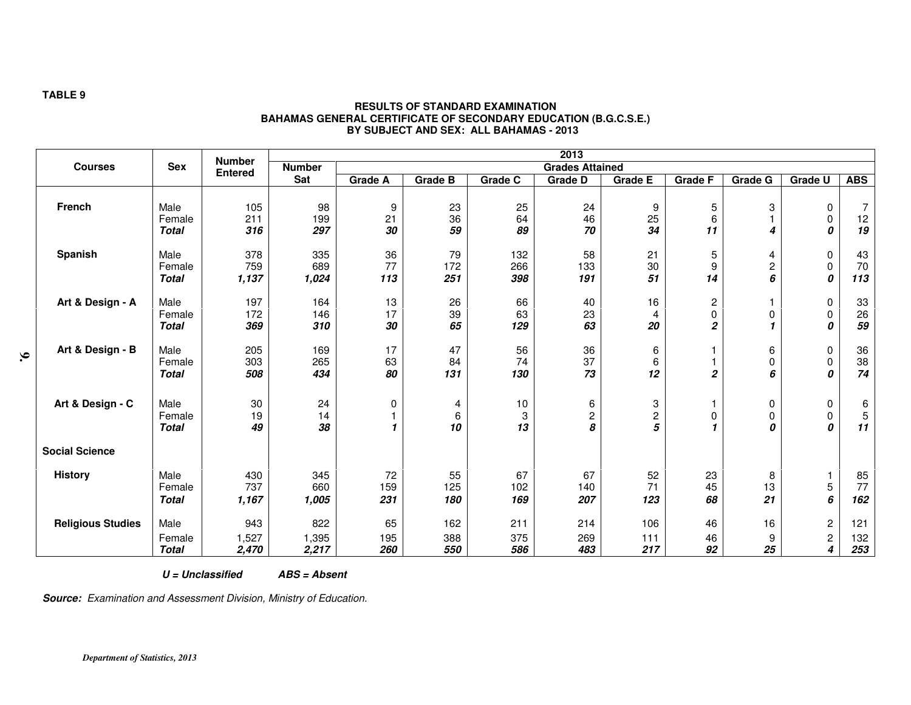**TABLE 9**

**RESULTS OF STANDARD EXAMINATION**
**BAHAMAS GENERAL CERTIFICATE OF SECONDARY EDUCATION (B.G.C.S.E.)**
**BY SUBJECT AND SEX: ALL BAHAMAS - 2013**

| Courses | Sex | Number Entered | 2013 | | | | | | | | | | |
|---|---|---|---|---|---|---|---|---|---|---|---|---|---|
| | | | Number Sat | Grades Attained | | | | | | | | | |
| | | | | Grade A | Grade B | Grade C | Grade D | Grade E | Grade F | Grade G | Grade U | ABS |
| French | Male | 105 | 98 | 9 | 23 | 25 | 24 | 9 | 5 | 3 | 0 | 7 |
| | Female | 211 | 199 | 21 | 36 | 64 | 46 | 25 | 6 | 1 | 0 | 12 |
| | ***Total*** | ***316*** | ***297*** | ***30*** | ***59*** | ***89*** | ***70*** | ***34*** | ***11*** | ***4*** | ***0*** | ***19*** |
| Spanish | Male | 378 | 335 | 36 | 79 | 132 | 58 | 21 | 5 | 4 | 0 | 43 |
| | Female | 759 | 689 | 77 | 172 | 266 | 133 | 30 | 9 | 2 | 0 | 70 |
| | ***Total*** | ***1,137*** | ***1,024*** | ***113*** | ***251*** | ***398*** | ***191*** | ***51*** | ***14*** | ***6*** | ***0*** | ***113*** |
| Art & Design - A | Male | 197 | 164 | 13 | 26 | 66 | 40 | 16 | 2 | 1 | 0 | 33 |
| | Female | 172 | 146 | 17 | 39 | 63 | 23 | 4 | 0 | 0 | 0 | 26 |
| | ***Total*** | ***369*** | ***310*** | ***30*** | ***65*** | ***129*** | ***63*** | ***20*** | ***2*** | ***1*** | ***0*** | ***59*** |
| Art & Design - B | Male | 205 | 169 | 17 | 47 | 56 | 36 | 6 | 1 | 6 | 0 | 36 |
| | Female | 303 | 265 | 63 | 84 | 74 | 37 | 6 | 1 | 0 | 0 | 38 |
| | ***Total*** | ***508*** | ***434*** | ***80*** | ***131*** | ***130*** | ***73*** | ***12*** | ***2*** | ***6*** | ***0*** | ***74*** |
| Art & Design - C | Male | 30 | 24 | 0 | 4 | 10 | 6 | 3 | 1 | 0 | 0 | 6 |
| | Female | 19 | 14 | 1 | 6 | 3 | 2 | 2 | 0 | 0 | 0 | 5 |
| | ***Total*** | ***49*** | ***38*** | ***1*** | ***10*** | ***13*** | ***8*** | ***5*** | ***1*** | ***0*** | ***0*** | ***11*** |
| **Social Science** | | | | | | | | | | | | |
| History | Male | 430 | 345 | 72 | 55 | 67 | 67 | 52 | 23 | 8 | 1 | 85 |
| | Female | 737 | 660 | 159 | 125 | 102 | 140 | 71 | 45 | 13 | 5 | 77 |
| | ***Total*** | ***1,167*** | ***1,005*** | ***231*** | ***180*** | ***169*** | ***207*** | ***123*** | ***68*** | ***21*** | ***6*** | ***162*** |
| Religious Studies | Male | 943 | 822 | 65 | 162 | 211 | 214 | 106 | 46 | 16 | 2 | 121 |
| | Female | 1,527 | 1,395 | 195 | 388 | 375 | 269 | 111 | 46 | 9 | 2 | 132 |
| | ***Total*** | ***2,470*** | ***2,217*** | ***260*** | ***550*** | ***586*** | ***483*** | ***217*** | ***92*** | ***25*** | ***4*** | ***253*** |

***U = Unclassified*** ***ABS = Absent***

***Source:*** *Examination and Assessment Division, Ministry of Education.*

***Department of Statistics, 2013***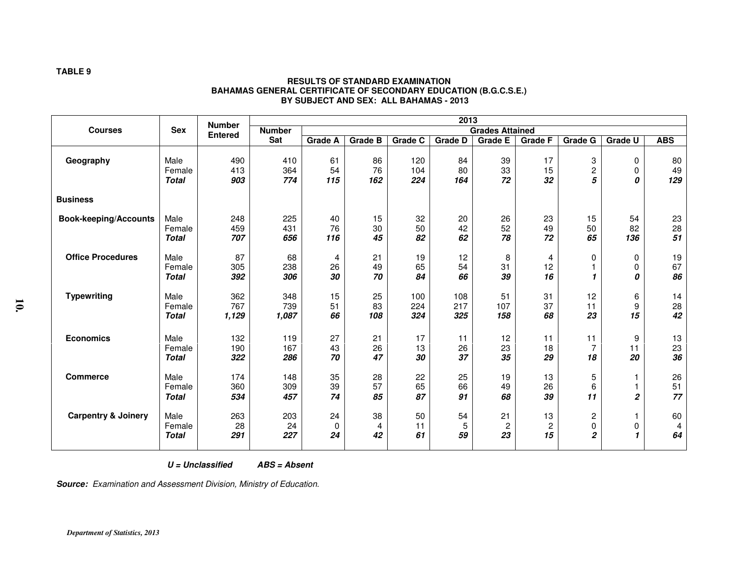**TABLE 9**

**RESULTS OF STANDARD EXAMINATION**
**BAHAMAS GENERAL CERTIFICATE OF SECONDARY EDUCATION (B.G.C.S.E.)**
**BY SUBJECT AND SEX: ALL BAHAMAS - 2013**

| Courses | Sex | Number Entered | 2013 | | | | | | | | | |
|---|---|---|---|---|---|---|---|---|---|---|---|---|
| | | | Number Sat | Grades Attained | | | | | | | | |
| | | | | Grade A | Grade B | Grade C | Grade D | Grade E | Grade F | Grade G | Grade U | ABS |
| **Geography** | Male | 490 | 410 | 61 | 86 | 120 | 84 | 39 | 17 | 3 | 0 | 80 |
| | Female | 413 | 364 | 54 | 76 | 104 | 80 | 33 | 15 | 2 | 0 | 49 |
| | ***Total*** | ***903*** | ***774*** | ***115*** | ***162*** | ***224*** | ***164*** | ***72*** | ***32*** | ***5*** | ***0*** | ***129*** |
| **Business** | | | | | | | | | | | | |
| **Book-keeping/Accounts** | Male | 248 | 225 | 40 | 15 | 32 | 20 | 26 | 23 | 15 | 54 | 23 |
| | Female | 459 | 431 | 76 | 30 | 50 | 42 | 52 | 49 | 50 | 82 | 28 |
| | ***Total*** | ***707*** | ***656*** | ***116*** | ***45*** | ***82*** | ***62*** | ***78*** | ***72*** | ***65*** | ***136*** | ***51*** |
| **Office Procedures** | Male | 87 | 68 | 4 | 21 | 19 | 12 | 8 | 4 | 0 | 0 | 19 |
| | Female | 305 | 238 | 26 | 49 | 65 | 54 | 31 | 12 | 1 | 0 | 67 |
| | ***Total*** | ***392*** | ***306*** | ***30*** | ***70*** | ***84*** | ***66*** | ***39*** | ***16*** | ***1*** | ***0*** | ***86*** |
| **Typewriting** | Male | 362 | 348 | 15 | 25 | 100 | 108 | 51 | 31 | 12 | 6 | 14 |
| | Female | 767 | 739 | 51 | 83 | 224 | 217 | 107 | 37 | 11 | 9 | 28 |
| | ***Total*** | ***1,129*** | ***1,087*** | ***66*** | ***108*** | ***324*** | ***325*** | ***158*** | ***68*** | ***23*** | ***15*** | ***42*** |
| **Economics** | Male | 132 | 119 | 27 | 21 | 17 | 11 | 12 | 11 | 11 | 9 | 13 |
| | Female | 190 | 167 | 43 | 26 | 13 | 26 | 23 | 18 | 7 | 11 | 23 |
| | ***Total*** | ***322*** | ***286*** | ***70*** | ***47*** | ***30*** | ***37*** | ***35*** | ***29*** | ***18*** | ***20*** | ***36*** |
| **Commerce** | Male | 174 | 148 | 35 | 28 | 22 | 25 | 19 | 13 | 5 | 1 | 26 |
| | Female | 360 | 309 | 39 | 57 | 65 | 66 | 49 | 26 | 6 | 1 | 51 |
| | ***Total*** | ***534*** | ***457*** | ***74*** | ***85*** | ***87*** | ***91*** | ***68*** | ***39*** | ***11*** | ***2*** | ***77*** |
| **Carpentry & Joinery** | Male | 263 | 203 | 24 | 38 | 50 | 54 | 21 | 13 | 2 | 1 | 60 |
| | Female | 28 | 24 | 0 | 4 | 11 | 5 | 2 | 2 | 0 | 0 | 4 |
| | ***Total*** | ***291*** | ***227*** | ***24*** | ***42*** | ***61*** | ***59*** | ***23*** | ***15*** | ***2*** | ***1*** | ***64*** |

***U = Unclassified*** ***ABS = Absent***

***Source:*** *Examination and Assessment Division, Ministry of Education.*

***Department of Statistics, 2013***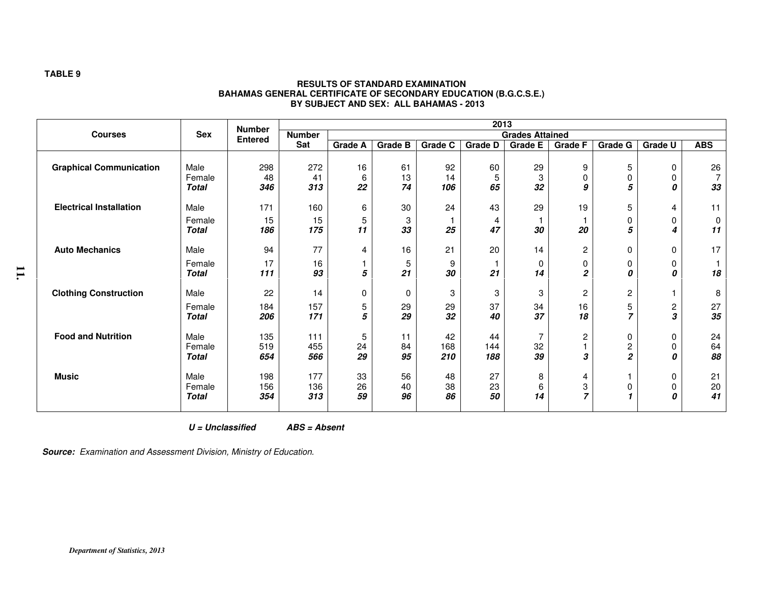**TABLE 9**

**RESULTS OF STANDARD EXAMINATION**
**BAHAMAS GENERAL CERTIFICATE OF SECONDARY EDUCATION (B.G.C.S.E.)**
**BY SUBJECT AND SEX: ALL BAHAMAS - 2013**

| Courses | Sex | Number Entered | 2013 | | | | | | | | | |
|---|---|---|---|---|---|---|---|---|---|---|---|---|
| | | | Number Sat | Grades Attained | | | | | | | | |
| | | | | Grade A | Grade B | Grade C | Grade D | Grade E | Grade F | Grade G | Grade U | ABS |
| **Graphical Communication** | Male | 298 | 272 | 16 | 61 | 92 | 60 | 29 | 9 | 5 | 0 | 26 |
| | Female | 48 | 41 | 6 | 13 | 14 | 5 | 3 | 0 | 0 | 0 | 7 |
| | ***Total*** | ***346*** | ***313*** | ***22*** | ***74*** | ***106*** | ***65*** | ***32*** | ***9*** | ***5*** | ***0*** | ***33*** |
| **Electrical Installation** | Male | 171 | 160 | 6 | 30 | 24 | 43 | 29 | 19 | 5 | 4 | 11 |
| | Female | 15 | 15 | 5 | 3 | 1 | 4 | 1 | 1 | 0 | 0 | 0 |
| | ***Total*** | ***186*** | ***175*** | ***11*** | ***33*** | ***25*** | ***47*** | ***30*** | ***20*** | ***5*** | ***4*** | ***11*** |
| **Auto Mechanics** | Male | 94 | 77 | 4 | 16 | 21 | 20 | 14 | 2 | 0 | 0 | 17 |
| | Female | 17 | 16 | 1 | 5 | 9 | 1 | 0 | 0 | 0 | 0 | 1 |
| | ***Total*** | ***111*** | ***93*** | ***5*** | ***21*** | ***30*** | ***21*** | ***14*** | ***2*** | ***0*** | ***0*** | ***18*** |
| **Clothing Construction** | Male | 22 | 14 | 0 | 0 | 3 | 3 | 3 | 2 | 2 | 1 | 8 |
| | Female | 184 | 157 | 5 | 29 | 29 | 37 | 34 | 16 | 5 | 2 | 27 |
| | ***Total*** | ***206*** | ***171*** | ***5*** | ***29*** | ***32*** | ***40*** | ***37*** | ***18*** | ***7*** | ***3*** | ***35*** |
| **Food and Nutrition** | Male | 135 | 111 | 5 | 11 | 42 | 44 | 7 | 2 | 0 | 0 | 24 |
| | Female | 519 | 455 | 24 | 84 | 168 | 144 | 32 | 1 | 2 | 0 | 64 |
| | ***Total*** | ***654*** | ***566*** | ***29*** | ***95*** | ***210*** | ***188*** | ***39*** | ***3*** | ***2*** | ***0*** | ***88*** |
| **Music** | Male | 198 | 177 | 33 | 56 | 48 | 27 | 8 | 4 | 1 | 0 | 21 |
| | Female | 156 | 136 | 26 | 40 | 38 | 23 | 6 | 3 | 0 | 0 | 20 |
| | ***Total*** | ***354*** | ***313*** | ***59*** | ***96*** | ***86*** | ***50*** | ***14*** | ***7*** | ***1*** | ***0*** | ***41*** |

***U = Unclassified*** ***ABS = Absent***

***Source:*** *Examination and Assessment Division, Ministry of Education.*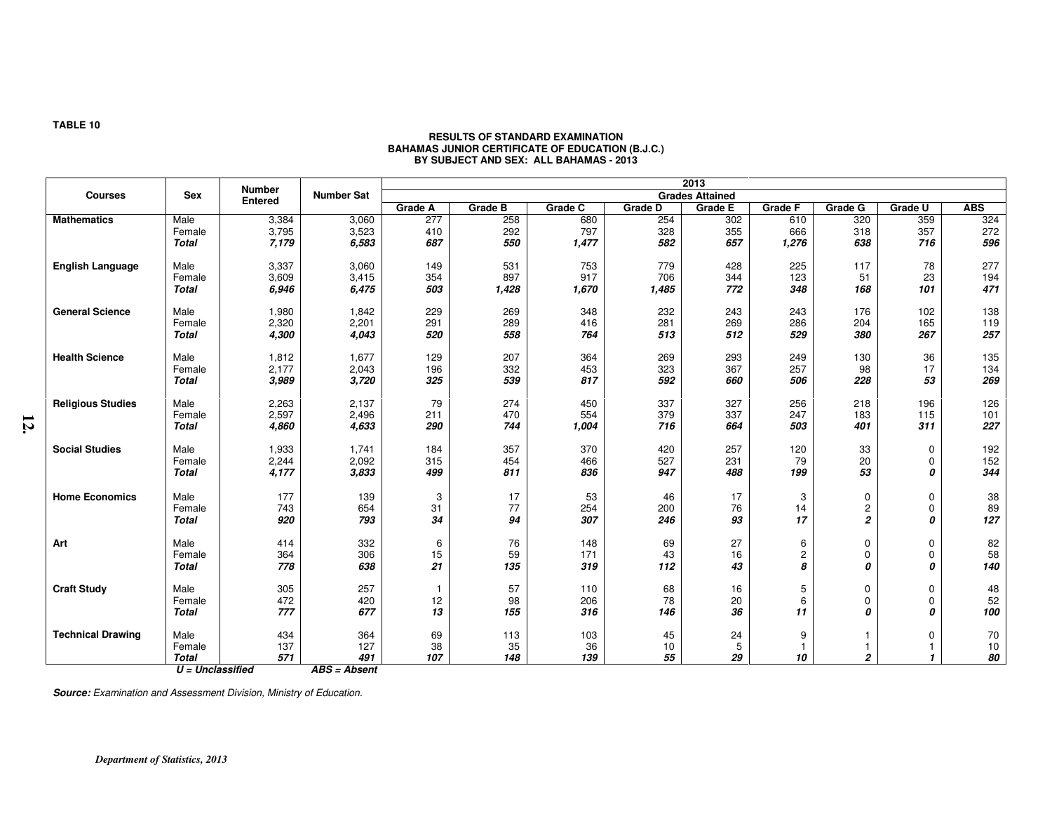**TABLE 10**

**RESULTS OF STANDARD EXAMINATION**
**BAHAMAS JUNIOR CERTIFICATE OF EDUCATION (B.J.C.)**
**BY SUBJECT AND SEX: ALL BAHAMAS - 2013**

| Courses | Sex | Number Entered | Number Sat | 2013 | | | | | | | | |
|---|---|---|---|---|---|---|---|---|---|---|---|---|
| | | | | Grades Attained | | | | | | | | |
| | | | | Grade A | Grade B | Grade C | Grade D | Grade E | Grade F | Grade G | Grade U | ABS |
| **Mathematics** | Male | 3,384 | 3,060 | 277 | 258 | 680 | 254 | 302 | 610 | 320 | 359 | 324 |
| | Female | 3,795 | 3,523 | 410 | 292 | 797 | 328 | 355 | 666 | 318 | 357 | 272 |
| | ***Total*** | ***7,179*** | ***6,583*** | ***687*** | ***550*** | ***1,477*** | ***582*** | ***657*** | ***1,276*** | ***638*** | ***716*** | ***596*** |
| **English Language** | Male | 3,337 | 3,060 | 149 | 531 | 753 | 779 | 428 | 225 | 117 | 78 | 277 |
| | Female | 3,609 | 3,415 | 354 | 897 | 917 | 706 | 344 | 123 | 51 | 23 | 194 |
| | ***Total*** | ***6,946*** | ***6,475*** | ***503*** | ***1,428*** | ***1,670*** | ***1,485*** | ***772*** | ***348*** | ***168*** | ***101*** | ***471*** |
| **General Science** | Male | 1,980 | 1,842 | 229 | 269 | 348 | 232 | 243 | 243 | 176 | 102 | 138 |
| | Female | 2,320 | 2,201 | 291 | 289 | 416 | 281 | 269 | 286 | 204 | 165 | 119 |
| | ***Total*** | ***4,300*** | ***4,043*** | ***520*** | ***558*** | ***764*** | ***513*** | ***512*** | ***529*** | ***380*** | ***267*** | ***257*** |
| **Health Science** | Male | 1,812 | 1,677 | 129 | 207 | 364 | 269 | 293 | 249 | 130 | 36 | 135 |
| | Female | 2,177 | 2,043 | 196 | 332 | 453 | 323 | 367 | 257 | 98 | 17 | 134 |
| | ***Total*** | ***3,989*** | ***3,720*** | ***325*** | ***539*** | ***817*** | ***592*** | ***660*** | ***506*** | ***228*** | ***53*** | ***269*** |
| **Religious Studies** | Male | 2,263 | 2,137 | 79 | 274 | 450 | 337 | 327 | 256 | 218 | 196 | 126 |
| | Female | 2,597 | 2,496 | 211 | 470 | 554 | 379 | 337 | 247 | 183 | 115 | 101 |
| | ***Total*** | ***4,860*** | ***4,633*** | ***290*** | ***744*** | ***1,004*** | ***716*** | ***664*** | ***503*** | ***401*** | ***311*** | ***227*** |
| **Social Studies** | Male | 1,933 | 1,741 | 184 | 357 | 370 | 420 | 257 | 120 | 33 | 0 | 192 |
| | Female | 2,244 | 2,092 | 315 | 454 | 466 | 527 | 231 | 79 | 20 | 0 | 152 |
| | ***Total*** | ***4,177*** | ***3,833*** | ***499*** | ***811*** | ***836*** | ***947*** | ***488*** | ***199*** | ***53*** | ***0*** | ***344*** |
| **Home Economics** | Male | 177 | 139 | 3 | 17 | 53 | 46 | 17 | 3 | 0 | 0 | 38 |
| | Female | 743 | 654 | 31 | 77 | 254 | 200 | 76 | 14 | 2 | 0 | 89 |
| | ***Total*** | ***920*** | ***793*** | ***34*** | ***94*** | ***307*** | ***246*** | ***93*** | ***17*** | ***2*** | ***0*** | ***127*** |
| **Art** | Male | 414 | 332 | 6 | 76 | 148 | 69 | 27 | 6 | 0 | 0 | 82 |
| | Female | 364 | 306 | 15 | 59 | 171 | 43 | 16 | 2 | 0 | 0 | 58 |
| | ***Total*** | ***778*** | ***638*** | ***21*** | ***135*** | ***319*** | ***112*** | ***43*** | ***8*** | ***0*** | ***0*** | ***140*** |
| **Craft Study** | Male | 305 | 257 | 1 | 57 | 110 | 68 | 16 | 5 | 0 | 0 | 48 |
| | Female | 472 | 420 | 12 | 98 | 206 | 78 | 20 | 6 | 0 | 0 | 52 |
| | ***Total*** | ***777*** | ***677*** | ***13*** | ***155*** | ***316*** | ***146*** | ***36*** | ***11*** | ***0*** | ***0*** | ***100*** |
| **Technical Drawing** | Male | 434 | 364 | 69 | 113 | 103 | 45 | 24 | 9 | 1 | 0 | 70 |
| | Female | 137 | 127 | 38 | 35 | 36 | 10 | 5 | 1 | 1 | 1 | 10 |
| | ***Total*** | ***571*** | ***491*** | ***107*** | ***148*** | ***139*** | ***55*** | ***29*** | ***10*** | ***2*** | ***1*** | ***80*** |

***U = Unclassified*** ***ABS = Absent***

***Source:*** *Examination and Assessment Division, Ministry of Education.*

*Department of Statistics, 2013*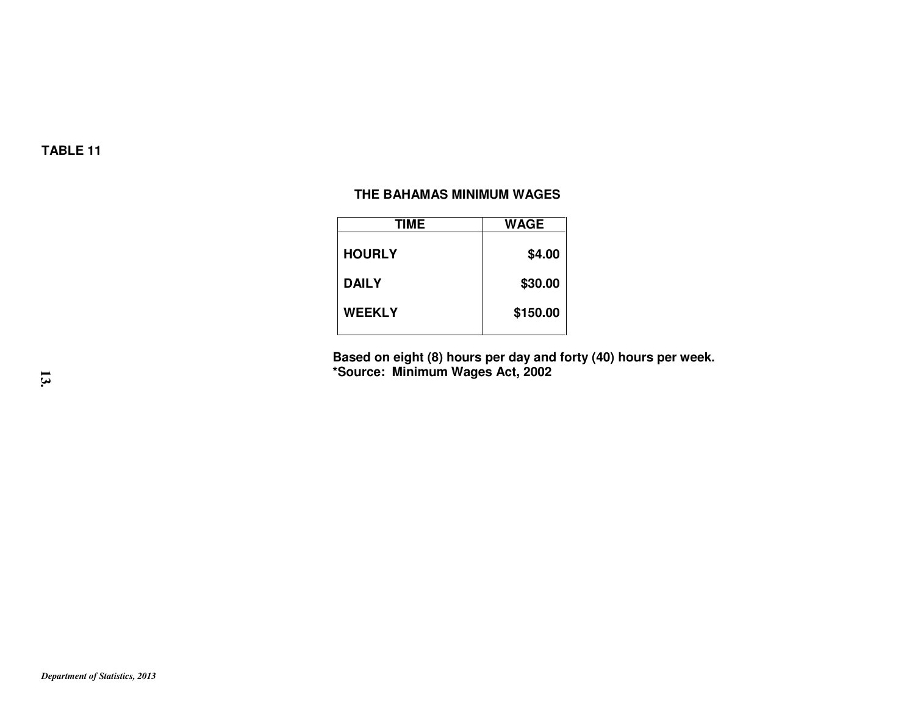**TABLE 11**

## THE BAHAMAS MINIMUM WAGES

| TIME | WAGE |
|---|---|
| HOURLY | $4.00 |
| DAILY | $30.00 |
| WEEKLY | $150.00 |

**Based on eight (8) hours per day and forty (40) hours per week.**
**\*Source: Minimum Wages Act, 2002**